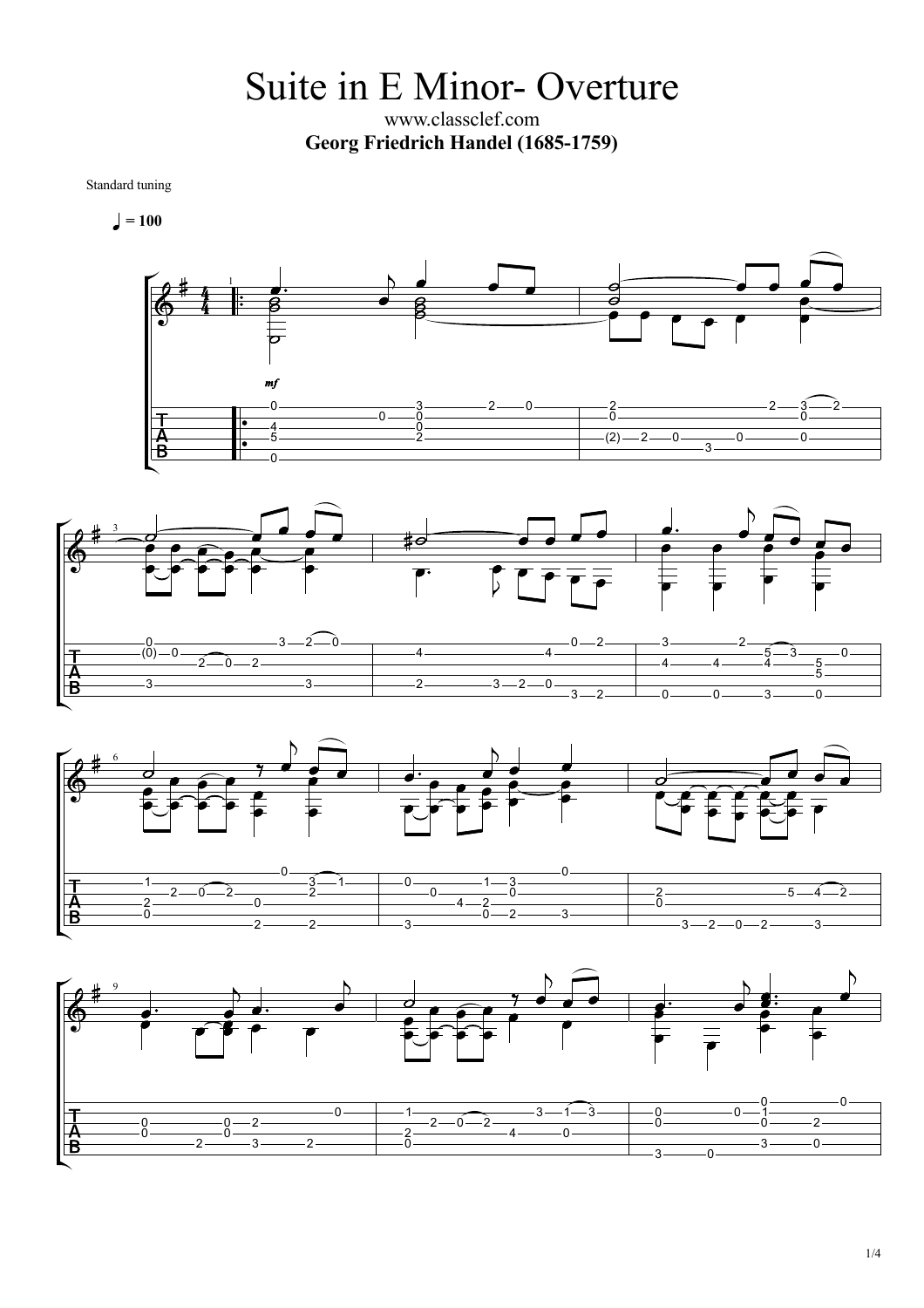# Suite in E Minor- Overture

www.classclef.com

**Georg Friedrich Handel (1685-1759)**

Standard tuning

♩ = 100